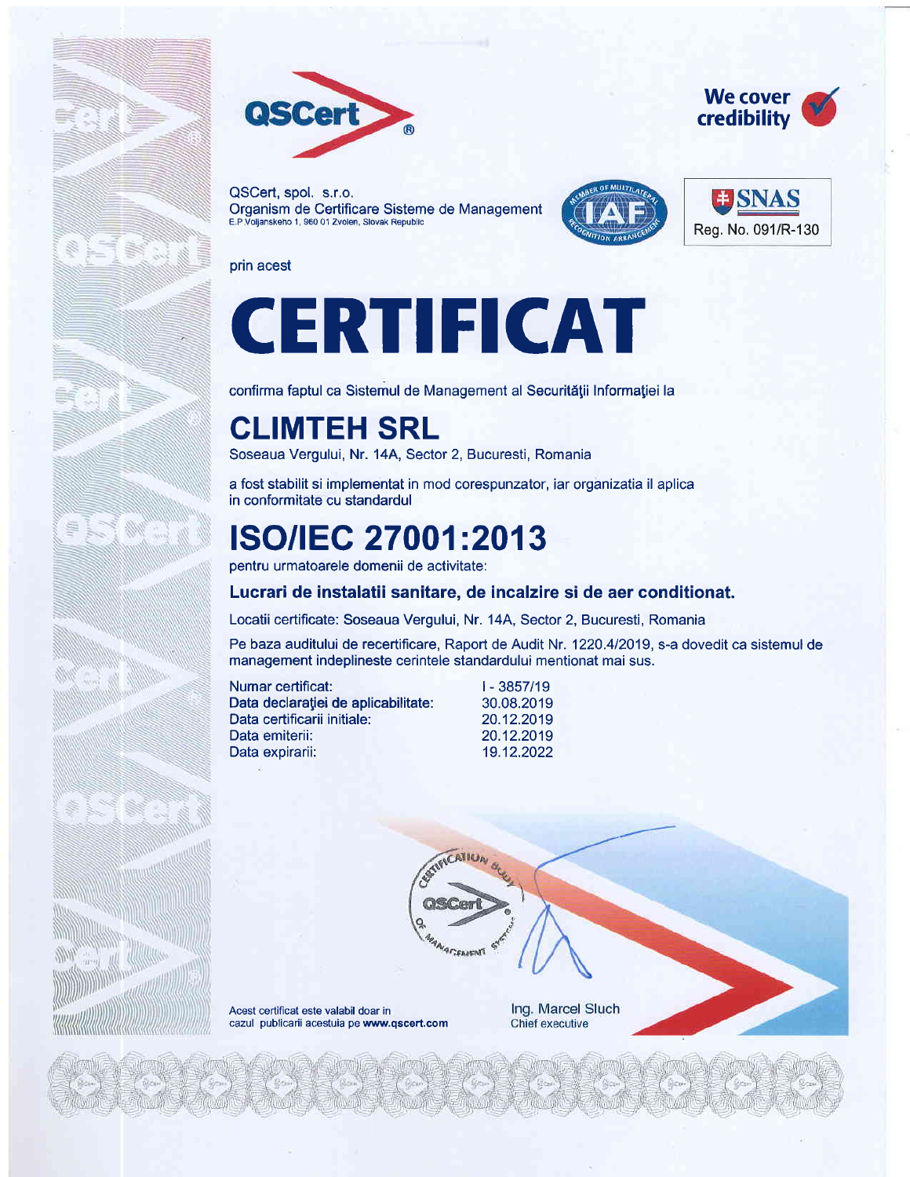QSCert

We cover credibility

QSCert, spol. s.r.o.
Organism de Certificare Sisteme de Management
E.P.Voljanskeho 1, 960 01 Zvolen, Slovak Republic

SNAS
Reg. No. 091/R-130

prin acest

# CERTIFICAT

confirma faptul ca Sistemul de Management al Securităţii Informaţiei la

## CLIMTEH SRL

Soseaua Vergului, Nr. 14A, Sector 2, Bucuresti, Romania

a fost stabilit si implementat in mod corespunzator, iar organizatia il aplica in conformitate cu standardul

## ISO/IEC 27001:2013

pentru urmatoarele domenii de activitate:

**Lucrari de instalatii sanitare, de incalzire si de aer conditionat.**

Locatii certificate: Soseaua Vergului, Nr. 14A, Sector 2, Bucuresti, Romania

Pe baza auditului de recertificare, Raport de Audit Nr. 1220.4/2019, s-a dovedit ca sistemul de management indeplineste cerintele standardului mentionat mai sus.

| | |
|---|---|
| Numar certificat: | I - 3857/19 |
| Data declaraţiei de aplicabilitate: | 30.08.2019 |
| Data certificarii initiale: | 20.12.2019 |
| Data emiterii: | 20.12.2019 |
| Data expirarii: | 19.12.2022 |

Acest certificat este valabil doar in cazul publicarii acestuia pe **www.qscert.com**

Ing. Marcel Sluch
Chief executive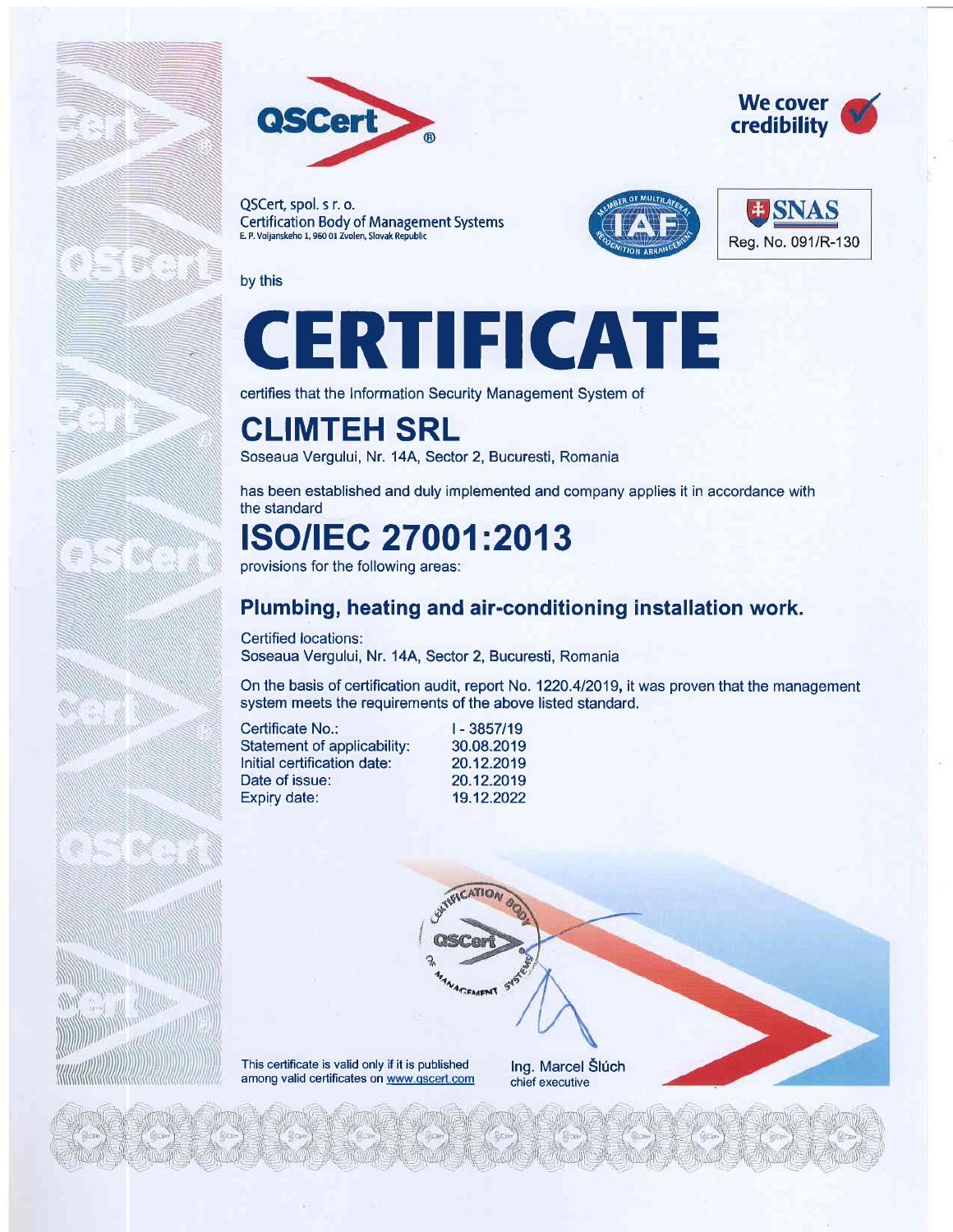QSCert®

We cover credibility

QSCert, spol. s r. o.
Certification Body of Management Systems
E. P. Voljanskeho 1, 960 01 Zvolen, Slovak Republic

SNAS Reg. No. 091/R-130

by this

# CERTIFICATE

certifies that the Information Security Management System of

## CLIMTEH SRL

Soseaua Vergului, Nr. 14A, Sector 2, Bucuresti, Romania

has been established and duly implemented and company applies it in accordance with the standard

## ISO/IEC 27001:2013

provisions for the following areas:

### Plumbing, heating and air-conditioning installation work.

Certified locations:
Soseaua Vergului, Nr. 14A, Sector 2, Bucuresti, Romania

On the basis of certification audit, report No. 1220.4/2019, it was proven that the management system meets the requirements of the above listed standard.

| | |
|---|---|
| Certificate No.: | I - 3857/19 |
| Statement of applicability: | 30.08.2019 |
| Initial certification date: | 20.12.2019 |
| Date of issue: | 20.12.2019 |
| Expiry date: | 19.12.2022 |

This certificate is valid only if it is published among valid certificates on www.qscert.com

Ing. Marcel Šlúch
chief executive